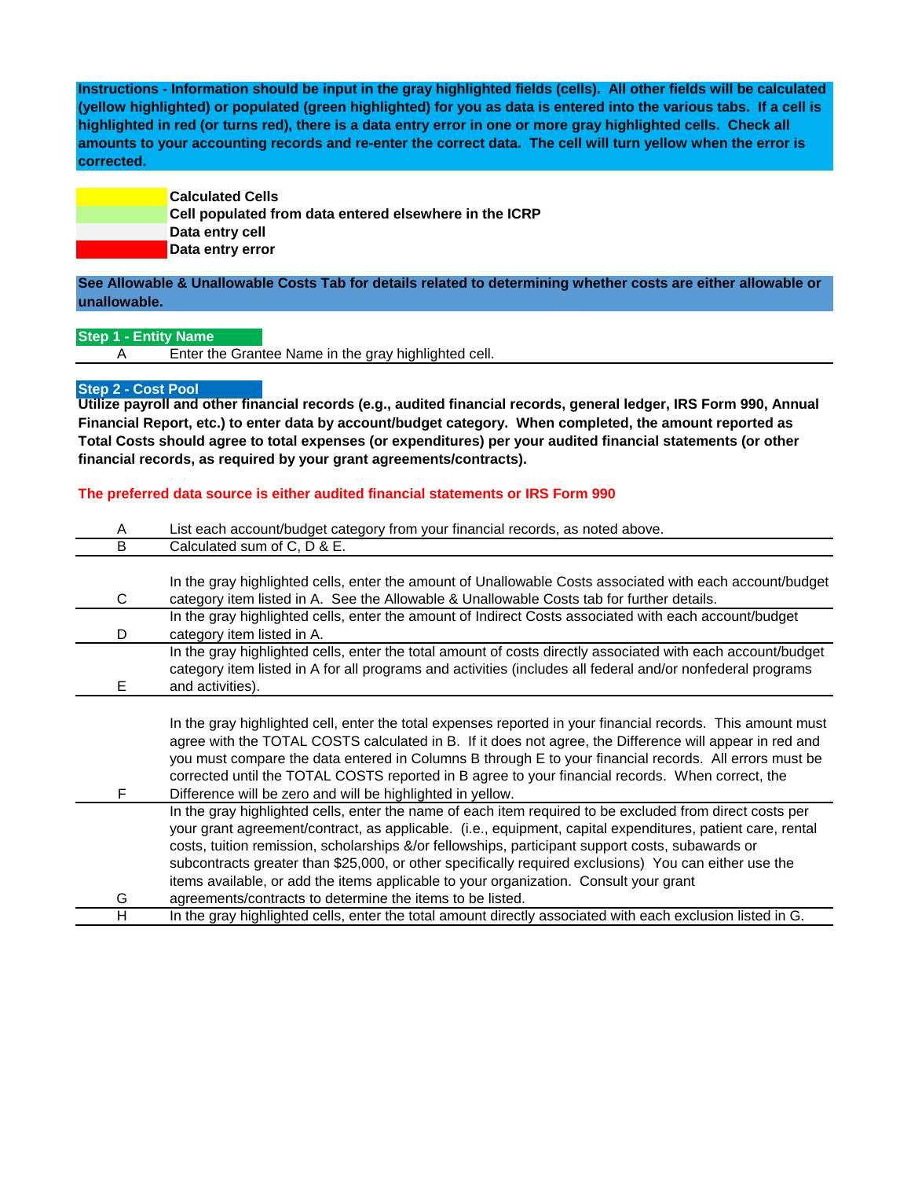**Instructions - Information should be input in the gray highlighted fields (cells). All other fields will be calculated (yellow highlighted) or populated (green highlighted) for you as data is entered into the various tabs. If a cell is highlighted in red (or turns red), there is a data entry error in one or more gray highlighted cells. Check all amounts to your accounting records and re-enter the correct data. The cell will turn yellow when the error is corrected.**

| Color | Meaning |
|---|---|
| Yellow | **Calculated Cells** |
| Green | **Cell populated from data entered elsewhere in the ICRP** |
| Gray | **Data entry cell** |
| Red | **Data entry error** |

**See Allowable & Unallowable Costs Tab for details related to determining whether costs are either allowable or unallowable.**

## Step 1 - Entity Name

| | |
|---|---|
| A | Enter the Grantee Name in the gray highlighted cell. |

## Step 2 - Cost Pool

**Utilize payroll and other financial records (e.g., audited financial records, general ledger, IRS Form 990, Annual Financial Report, etc.) to enter data by account/budget category. When completed, the amount reported as Total Costs should agree to total expenses (or expenditures) per your audited financial statements (or other financial records, as required by your grant agreements/contracts).**

**The preferred data source is either audited financial statements or IRS Form 990**

| | |
|---|---|
| A | List each account/budget category from your financial records, as noted above. |
| B | Calculated sum of C, D & E. |
| C | In the gray highlighted cells, enter the amount of Unallowable Costs associated with each account/budget category item listed in A. See the Allowable & Unallowable Costs tab for further details. |
| D | In the gray highlighted cells, enter the amount of Indirect Costs associated with each account/budget category item listed in A. |
| E | In the gray highlighted cells, enter the total amount of costs directly associated with each account/budget category item listed in A for all programs and activities (includes all federal and/or nonfederal programs and activities). |
| F | In the gray highlighted cell, enter the total expenses reported in your financial records. This amount must agree with the TOTAL COSTS calculated in B. If it does not agree, the Difference will appear in red and you must compare the data entered in Columns B through E to your financial records. All errors must be corrected until the TOTAL COSTS reported in B agree to your financial records. When correct, the Difference will be zero and will be highlighted in yellow. |
| G | In the gray highlighted cells, enter the name of each item required to be excluded from direct costs per your grant agreement/contract, as applicable. (i.e., equipment, capital expenditures, patient care, rental costs, tuition remission, scholarships &/or fellowships, participant support costs, subawards or subcontracts greater than $25,000, or other specifically required exclusions) You can either use the items available, or add the items applicable to your organization. Consult your grant agreements/contracts to determine the items to be listed. |
| H | In the gray highlighted cells, enter the total amount directly associated with each exclusion listed in G. |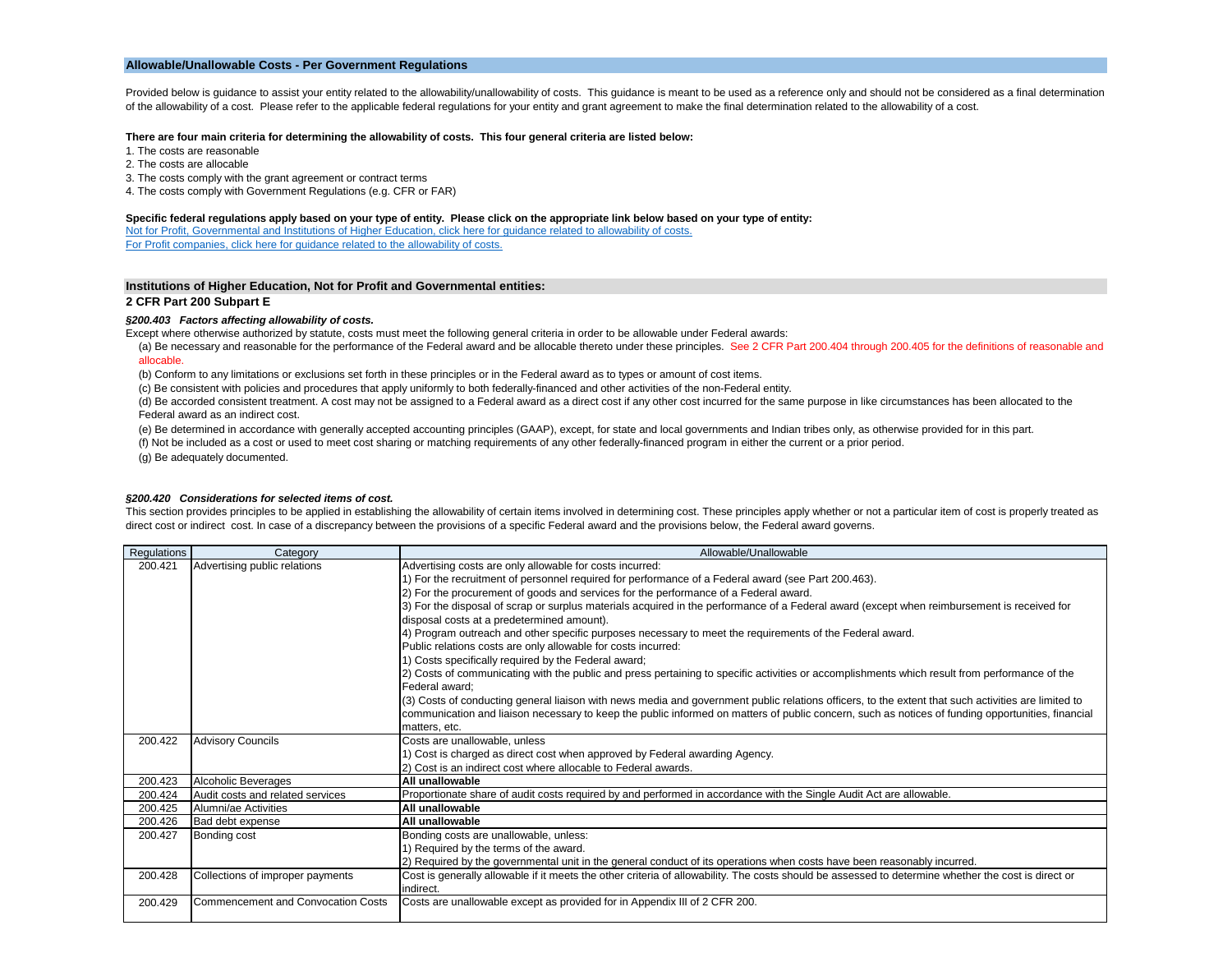## Allowable/Unallowable Costs - Per Government Regulations

Provided below is guidance to assist your entity related to the allowability/unallowability of costs. This guidance is meant to be used as a reference only and should not be considered as a final determination of the allowability of a cost. Please refer to the applicable federal regulations for your entity and grant agreement to make the final determination related to the allowability of a cost.

**There are four main criteria for determining the allowability of costs. This four general criteria are listed below:**

1. The costs are reasonable
2. The costs are allocable
3. The costs comply with the grant agreement or contract terms
4. The costs comply with Government Regulations (e.g. CFR or FAR)

**Specific federal regulations apply based on your type of entity. Please click on the appropriate link below based on your type of entity:**

Not for Profit, Governmental and Institutions of Higher Education, click here for guidance related to allowability of costs.

For Profit companies, click here for guidance related to the allowability of costs.

## Institutions of Higher Education, Not for Profit and Governmental entities:

### 2 CFR Part 200 Subpart E

***§200.403 Factors affecting allowability of costs.***

Except where otherwise authorized by statute, costs must meet the following general criteria in order to be allowable under Federal awards:

(a) Be necessary and reasonable for the performance of the Federal award and be allocable thereto under these principles. See 2 CFR Part 200.404 through 200.405 for the definitions of reasonable and allocable.

(b) Conform to any limitations or exclusions set forth in these principles or in the Federal award as to types or amount of cost items.

(c) Be consistent with policies and procedures that apply uniformly to both federally-financed and other activities of the non-Federal entity.

(d) Be accorded consistent treatment. A cost may not be assigned to a Federal award as a direct cost if any other cost incurred for the same purpose in like circumstances has been allocated to the Federal award as an indirect cost.

(e) Be determined in accordance with generally accepted accounting principles (GAAP), except, for state and local governments and Indian tribes only, as otherwise provided for in this part.

(f) Not be included as a cost or used to meet cost sharing or matching requirements of any other federally-financed program in either the current or a prior period.

(g) Be adequately documented.

***§200.420 Considerations for selected items of cost.***

This section provides principles to be applied in establishing the allowability of certain items involved in determining cost. These principles apply whether or not a particular item of cost is properly treated as direct cost or indirect cost. In case of a discrepancy between the provisions of a specific Federal award and the provisions below, the Federal award governs.

| Regulations | Category | Allowable/Unallowable |
|---|---|---|
| 200.421 | Advertising public relations | Advertising costs are only allowable for costs incurred:<br>1) For the recruitment of personnel required for performance of a Federal award (see Part 200.463).<br>2) For the procurement of goods and services for the performance of a Federal award.<br>3) For the disposal of scrap or surplus materials acquired in the performance of a Federal award (except when reimbursement is received for disposal costs at a predetermined amount).<br>4) Program outreach and other specific purposes necessary to meet the requirements of the Federal award.<br>Public relations costs are only allowable for costs incurred:<br>1) Costs specifically required by the Federal award;<br>2) Costs of communicating with the public and press pertaining to specific activities or accomplishments which result from performance of the Federal award;<br>(3) Costs of conducting general liaison with news media and government public relations officers, to the extent that such activities are limited to communication and liaison necessary to keep the public informed on matters of public concern, such as notices of funding opportunities, financial matters, etc. |
| 200.422 | Advisory Councils | Costs are unallowable, unless<br>1) Cost is charged as direct cost when approved by Federal awarding Agency.<br>2) Cost is an indirect cost where allocable to Federal awards. |
| 200.423 | Alcoholic Beverages | **All unallowable** |
| 200.424 | Audit costs and related services | Proportionate share of audit costs required by and performed in accordance with the Single Audit Act are allowable. |
| 200.425 | Alumni/ae Activities | **All unallowable** |
| 200.426 | Bad debt expense | **All unallowable** |
| 200.427 | Bonding cost | Bonding costs are unallowable, unless:<br>1) Required by the terms of the award.<br>2) Required by the governmental unit in the general conduct of its operations when costs have been reasonably incurred. |
| 200.428 | Collections of improper payments | Cost is generally allowable if it meets the other criteria of allowability. The costs should be assessed to determine whether the cost is direct or indirect. |
| 200.429 | Commencement and Convocation Costs | Costs are unallowable except as provided for in Appendix III of 2 CFR 200. |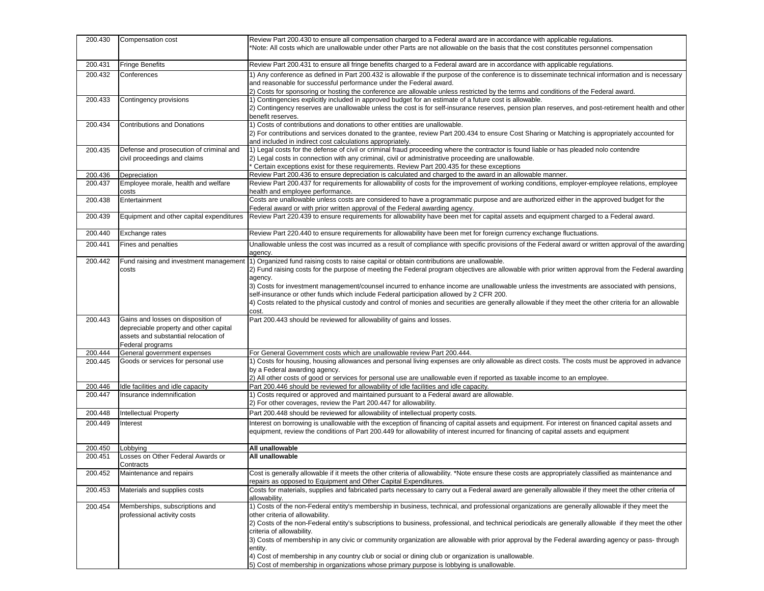| | | |
|---|---|---|
| 200.430 | Compensation cost | Review Part 200.430 to ensure all compensation charged to a Federal award are in accordance with applicable regulations.<br>*Note: All costs which are unallowable under other Parts are not allowable on the basis that the cost constitutes personnel compensation |
| 200.431 | Fringe Benefits | Review Part 200.431 to ensure all fringe benefits charged to a Federal award are in accordance with applicable regulations. |
| 200.432 | Conferences | 1) Any conference as defined in Part 200.432 is allowable if the purpose of the conference is to disseminate technical information and is necessary and reasonable for successful performance under the Federal award.<br>2) Costs for sponsoring or hosting the conference are allowable unless restricted by the terms and conditions of the Federal award. |
| 200.433 | Contingency provisions | 1) Contingencies explicitly included in approved budget for an estimate of a future cost is allowable.<br>2) Contingency reserves are unallowable unless the cost is for self-insurance reserves, pension plan reserves, and post-retirement health and other benefit reserves. |
| 200.434 | Contributions and Donations | 1) Costs of contributions and donations to other entities are unallowable.<br>2) For contributions and services donated to the grantee, review Part 200.434 to ensure Cost Sharing or Matching is appropriately accounted for and included in indirect cost calculations appropriately. |
| 200.435 | Defense and prosecution of criminal and civil proceedings and claims | 1) Legal costs for the defense of civil or criminal fraud proceeding where the contractor is found liable or has pleaded nolo contendre<br>2) Legal costs in connection with any criminal, civil or administrative proceeding are unallowable.<br>* Certain exceptions exist for these requirements. Review Part 200.435 for these exceptions |
| 200.436 | Depreciation | Review Part 200.436 to ensure depreciation is calculated and charged to the award in an allowable manner. |
| 200.437 | Employee morale, health and welfare costs | Review Part 200.437 for requirements for allowability of costs for the improvement of working conditions, employer-employee relations, employee health and employee performance. |
| 200.438 | Entertainment | Costs are unallowable unless costs are considered to have a programmatic purpose and are authorized either in the approved budget for the Federal award or with prior written approval of the Federal awarding agency. |
| 200.439 | Equipment and other capital expenditures | Review Part 220.439 to ensure requirements for allowability have been met for capital assets and equipment charged to a Federal award. |
| 200.440 | Exchange rates | Review Part 220.440 to ensure requirements for allowability have been met for foreign currency exchange fluctuations. |
| 200.441 | Fines and penalties | Unallowable unless the cost was incurred as a result of compliance with specific provisions of the Federal award or written approval of the awarding agency. |
| 200.442 | Fund raising and investment management costs | 1) Organized fund raising costs to raise capital or obtain contributions are unallowable.<br>2) Fund raising costs for the purpose of meeting the Federal program objectives are allowable with prior written approval from the Federal awarding agency.<br>3) Costs for investment management/counsel incurred to enhance income are unallowable unless the investments are associated with pensions, self-insurance or other funds which include Federal participation allowed by 2 CFR 200.<br>4) Costs related to the physical custody and control of monies and securities are generally allowable if they meet the other criteria for an allowable cost. |
| 200.443 | Gains and losses on disposition of depreciable property and other capital assets and substantial relocation of Federal programs | Part 200.443 should be reviewed for allowability of gains and losses. |
| 200.444 | General government expenses | For General Government costs which are unallowable review Part 200.444. |
| 200.445 | Goods or services for personal use | 1) Costs for housing, housing allowances and personal living expenses are only allowable as direct costs. The costs must be approved in advance by a Federal awarding agency.<br>2) All other costs of good or services for personal use are unallowable even if reported as taxable income to an employee. |
| 200.446 | Idle facilities and idle capacity | Part 200.446 should be reviewed for allowability of idle facilities and idle capacity. |
| 200.447 | Insurance indemnification | 1) Costs required or approved and maintained pursuant to a Federal award are allowable.<br>2) For other coverages, review the Part 200.447 for allowability. |
| 200.448 | Intellectual Property | Part 200.448 should be reviewed for allowability of intellectual property costs. |
| 200.449 | Interest | Interest on borrowing is unallowable with the exception of financing of capital assets and equipment. For interest on financed capital assets and equipment, review the conditions of Part 200.449 for allowability of interest incurred for financing of capital assets and equipment |
| 200.450 | Lobbying | **All unallowable** |
| 200.451 | Losses on Other Federal Awards or Contracts | **All unallowable** |
| 200.452 | Maintenance and repairs | Cost is generally allowable if it meets the other criteria of allowability. *Note ensure these costs are appropriately classified as maintenance and repairs as opposed to Equipment and Other Capital Expenditures. |
| 200.453 | Materials and supplies costs | Costs for materials, supplies and fabricated parts necessary to carry out a Federal award are generally allowable if they meet the other criteria of allowability. |
| 200.454 | Memberships, subscriptions and professional activity costs | 1) Costs of the non-Federal entity's membership in business, technical, and professional organizations are generally allowable if they meet the other criteria of allowability.<br>2) Costs of the non-Federal entity's subscriptions to business, professional, and technical periodicals are generally allowable if they meet the other criteria of allowability.<br>3) Costs of membership in any civic or community organization are allowable with prior approval by the Federal awarding agency or pass- through entity.<br>4) Cost of membership in any country club or social or dining club or organization is unallowable.<br>5) Cost of membership in organizations whose primary purpose is lobbying is unallowable. |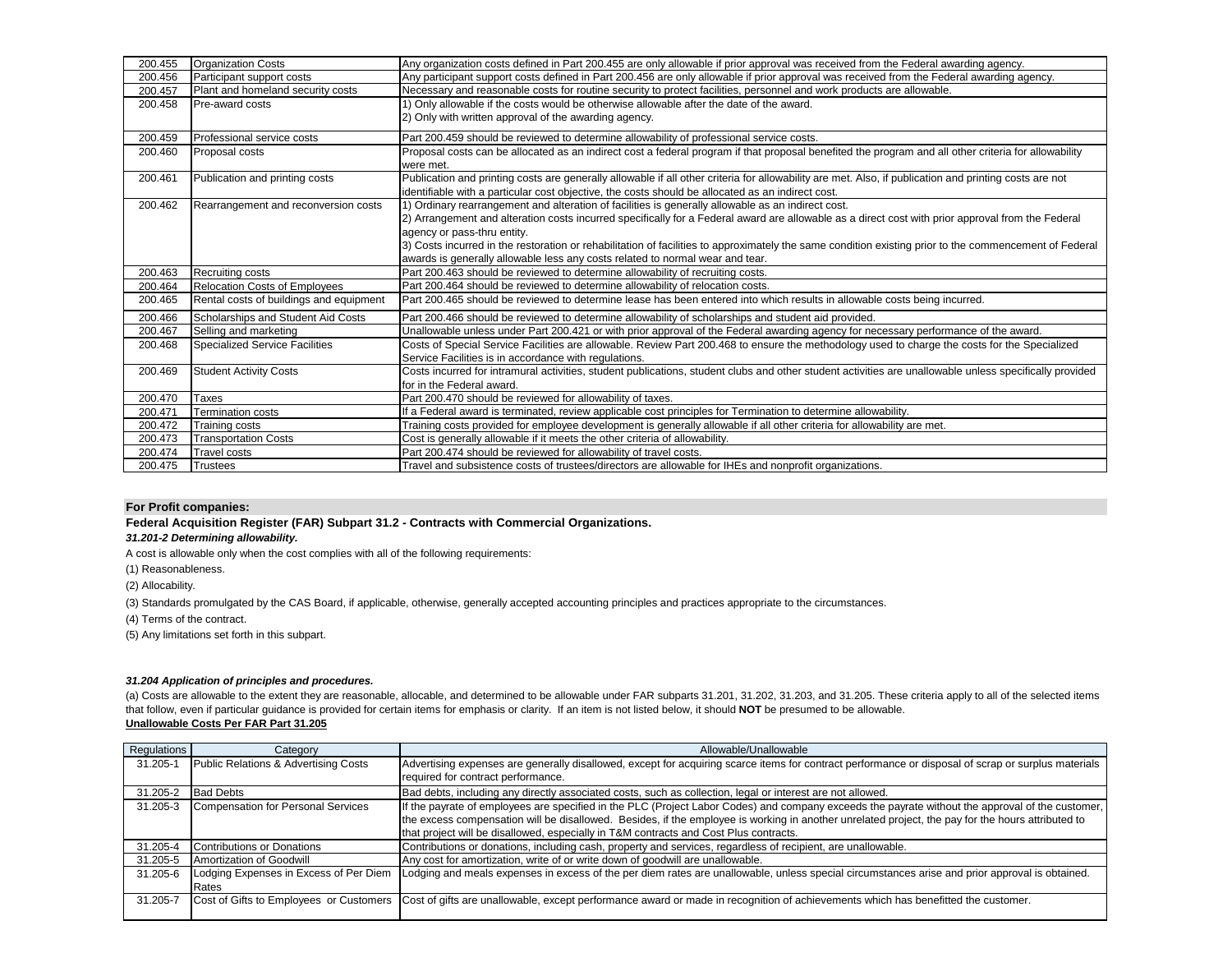| | | |
|---|---|---|
| 200.455 | Organization Costs | Any organization costs defined in Part 200.455 are only allowable if prior approval was received from the Federal awarding agency. |
| 200.456 | Participant support costs | Any participant support costs defined in Part 200.456 are only allowable if prior approval was received from the Federal awarding agency. |
| 200.457 | Plant and homeland security costs | Necessary and reasonable costs for routine security to protect facilities, personnel and work products are allowable. |
| 200.458 | Pre-award costs | 1) Only allowable if the costs would be otherwise allowable after the date of the award.<br>2) Only with written approval of the awarding agency. |
| 200.459 | Professional service costs | Part 200.459 should be reviewed to determine allowability of professional service costs. |
| 200.460 | Proposal costs | Proposal costs can be allocated as an indirect cost a federal program if that proposal benefited the program and all other criteria for allowability were met. |
| 200.461 | Publication and printing costs | Publication and printing costs are generally allowable if all other criteria for allowability are met. Also, if publication and printing costs are not identifiable with a particular cost objective, the costs should be allocated as an indirect cost. |
| 200.462 | Rearrangement and reconversion costs | 1) Ordinary rearrangement and alteration of facilities is generally allowable as an indirect cost.<br>2) Arrangement and alteration costs incurred specifically for a Federal award are allowable as a direct cost with prior approval from the Federal agency or pass-thru entity.<br>3) Costs incurred in the restoration or rehabilitation of facilities to approximately the same condition existing prior to the commencement of Federal awards is generally allowable less any costs related to normal wear and tear. |
| 200.463 | Recruiting costs | Part 200.463 should be reviewed to determine allowability of recruiting costs. |
| 200.464 | Relocation Costs of Employees | Part 200.464 should be reviewed to determine allowability of relocation costs. |
| 200.465 | Rental costs of buildings and equipment | Part 200.465 should be reviewed to determine lease has been entered into which results in allowable costs being incurred. |
| 200.466 | Scholarships and Student Aid Costs | Part 200.466 should be reviewed to determine allowability of scholarships and student aid provided. |
| 200.467 | Selling and marketing | Unallowable unless under Part 200.421 or with prior approval of the Federal awarding agency for necessary performance of the award. |
| 200.468 | Specialized Service Facilities | Costs of Special Service Facilities are allowable. Review Part 200.468 to ensure the methodology used to charge the costs for the Specialized Service Facilities is in accordance with regulations. |
| 200.469 | Student Activity Costs | Costs incurred for intramural activities, student publications, student clubs and other student activities are unallowable unless specifically provided for in the Federal award. |
| 200.470 | Taxes | Part 200.470 should be reviewed for allowability of taxes. |
| 200.471 | Termination costs | If a Federal award is terminated, review applicable cost principles for Termination to determine allowability. |
| 200.472 | Training costs | Training costs provided for employee development is generally allowable if all other criteria for allowability are met. |
| 200.473 | Transportation Costs | Cost is generally allowable if it meets the other criteria of allowability. |
| 200.474 | Travel costs | Part 200.474 should be reviewed for allowability of travel costs. |
| 200.475 | Trustees | Travel and subsistence costs of trustees/directors are allowable for IHEs and nonprofit organizations. |

**For Profit companies:**

**Federal Acquisition Register (FAR) Subpart 31.2 - Contracts with Commercial Organizations.**

***31.201-2 Determining allowability.***

A cost is allowable only when the cost complies with all of the following requirements:

(1) Reasonableness.

(2) Allocability.

(3) Standards promulgated by the CAS Board, if applicable, otherwise, generally accepted accounting principles and practices appropriate to the circumstances.

(4) Terms of the contract.

(5) Any limitations set forth in this subpart.

***31.204 Application of principles and procedures.***

(a) Costs are allowable to the extent they are reasonable, allocable, and determined to be allowable under FAR subparts 31.201, 31.202, 31.203, and 31.205. These criteria apply to all of the selected items that follow, even if particular guidance is provided for certain items for emphasis or clarity. If an item is not listed below, it should **NOT** be presumed to be allowable.

**Unallowable Costs Per FAR Part 31.205**

| Regulations | Category | Allowable/Unallowable |
|---|---|---|
| 31.205-1 | Public Relations & Advertising Costs | Advertising expenses are generally disallowed, except for acquiring scarce items for contract performance or disposal of scrap or surplus materials required for contract performance. |
| 31.205-2 | Bad Debts | Bad debts, including any directly associated costs, such as collection, legal or interest are not allowed. |
| 31.205-3 | Compensation for Personal Services | If the payrate of employees are specified in the PLC (Project Labor Codes) and company exceeds the payrate without the approval of the customer, the excess compensation will be disallowed. Besides, if the employee is working in another unrelated project, the pay for the hours attributed to that project will be disallowed, especially in T&M contracts and Cost Plus contracts. |
| 31.205-4 | Contributions or Donations | Contributions or donations, including cash, property and services, regardless of recipient, are unallowable. |
| 31.205-5 | Amortization of Goodwill | Any cost for amortization, write of or write down of goodwill are unallowable. |
| 31.205-6 | Lodging Expenses in Excess of Per Diem Rates | Lodging and meals expenses in excess of the per diem rates are unallowable, unless special circumstances arise and prior approval is obtained. |
| 31.205-7 | Cost of Gifts to Employees or Customers | Cost of gifts are unallowable, except performance award or made in recognition of achievements which has benefitted the customer. |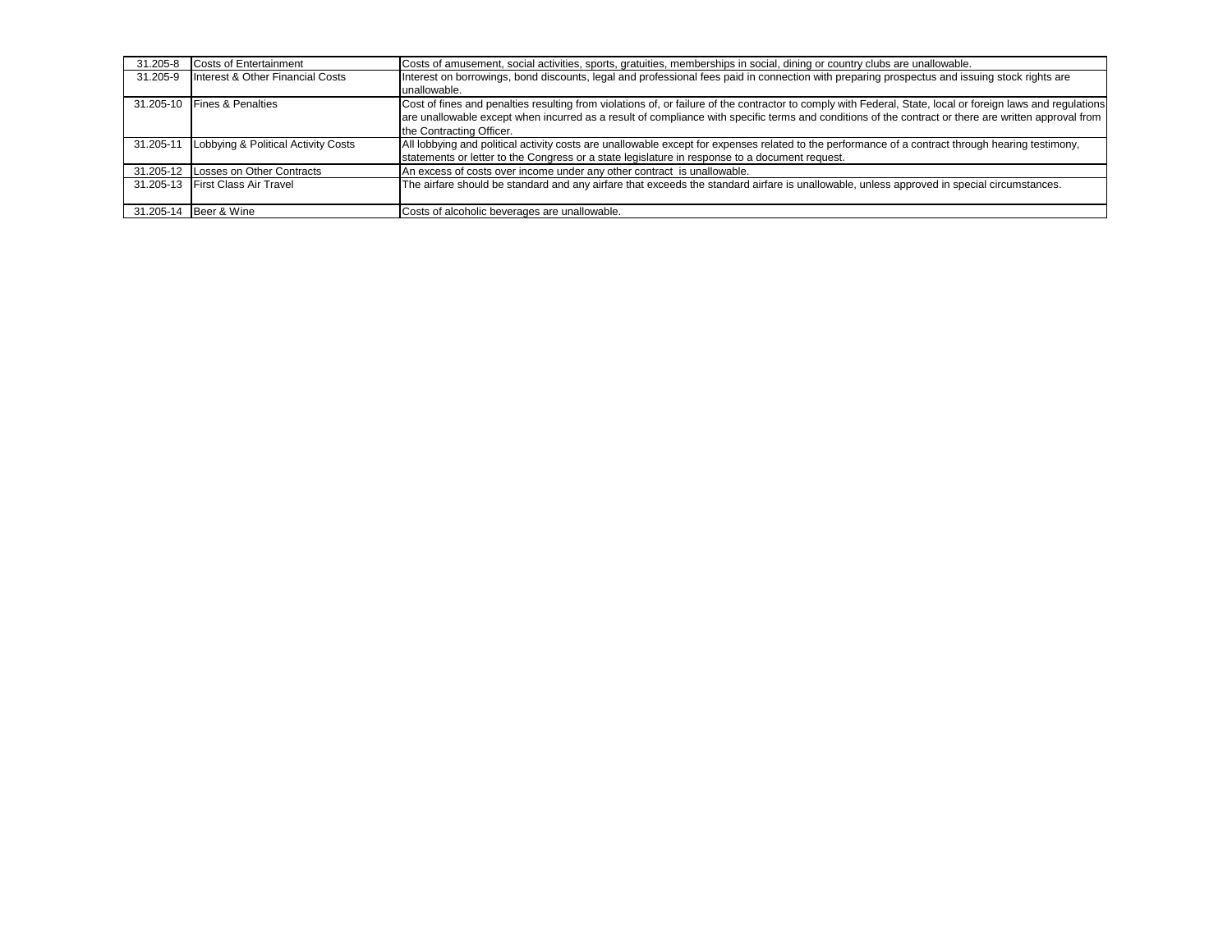| | | |
|---|---|---|
| 31.205-8 | Costs of Entertainment | Costs of amusement, social activities, sports, gratuities, memberships in social, dining or country clubs are unallowable. |
| 31.205-9 | Interest & Other Financial Costs | Interest on borrowings, bond discounts, legal and professional fees paid in connection with preparing prospectus and issuing stock rights are unallowable. |
| 31.205-10 | Fines & Penalties | Cost of fines and penalties resulting from violations of, or failure of the contractor to comply with Federal, State, local or foreign laws and regulations are unallowable except when incurred as a result of compliance with specific terms and conditions of the contract or there are written approval from the Contracting Officer. |
| 31.205-11 | Lobbying & Political Activity Costs | All lobbying and political activity costs are unallowable except for expenses related to the performance of a contract through hearing testimony, statements or letter to the Congress or a state legislature in response to a document request. |
| 31.205-12 | Losses on Other Contracts | An excess of costs over income under any other contract is unallowable. |
| 31.205-13 | First Class Air Travel | The airfare should be standard and any airfare that exceeds the standard airfare is unallowable, unless approved in special circumstances. |
| 31.205-14 | Beer & Wine | Costs of alcoholic beverages are unallowable. |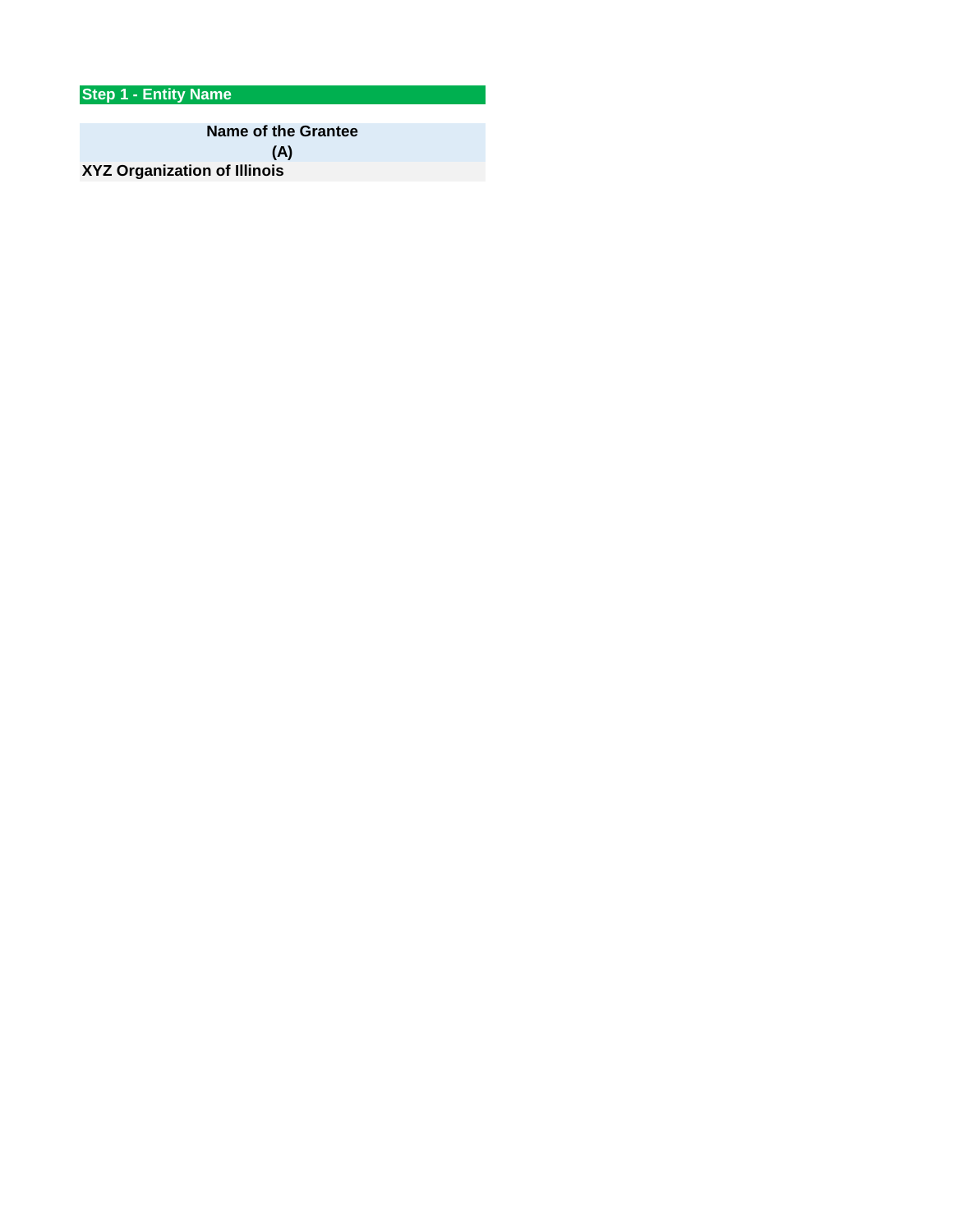## Step 1 - Entity Name

| Name of the Grantee (A) |
|---|
| XYZ Organization of Illinois |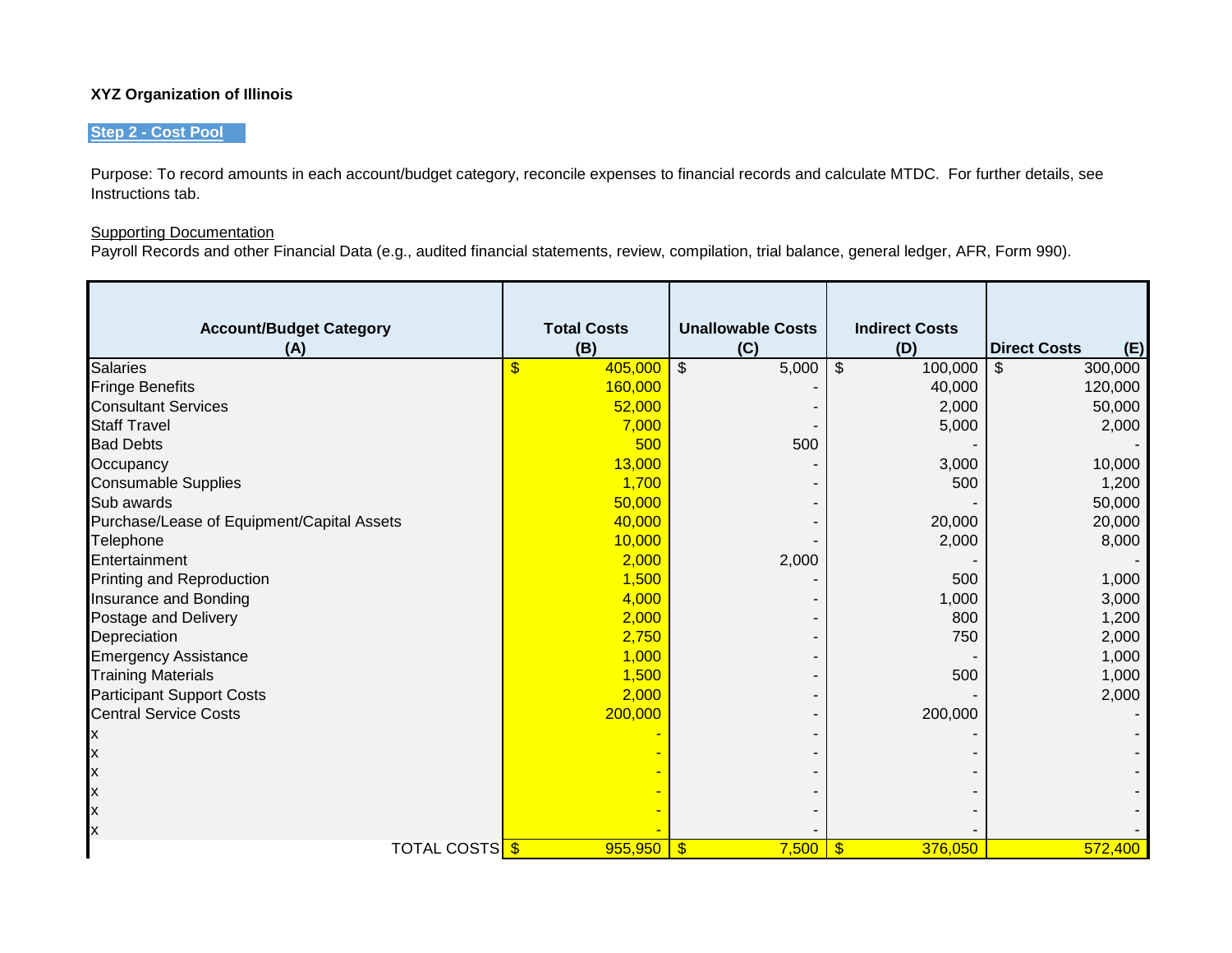**XYZ Organization of Illinois**

**Step 2 - Cost Pool**

Purpose: To record amounts in each account/budget category, reconcile expenses to financial records and calculate MTDC. For further details, see Instructions tab.

Supporting Documentation
Payroll Records and other Financial Data (e.g., audited financial statements, review, compilation, trial balance, general ledger, AFR, Form 990).

| Account/Budget Category (A) | Total Costs (B) | Unallowable Costs (C) | Indirect Costs (D) | Direct Costs (E) |
|---|---|---|---|---|
| Salaries | $ 405,000 | $ 5,000 | $ 100,000 | $ 300,000 |
| Fringe Benefits | 160,000 | - | 40,000 | 120,000 |
| Consultant Services | 52,000 | - | 2,000 | 50,000 |
| Staff Travel | 7,000 | - | 5,000 | 2,000 |
| Bad Debts | 500 | 500 | - | - |
| Occupancy | 13,000 | - | 3,000 | 10,000 |
| Consumable Supplies | 1,700 | - | 500 | 1,200 |
| Sub awards | 50,000 | - | - | 50,000 |
| Purchase/Lease of Equipment/Capital Assets | 40,000 | - | 20,000 | 20,000 |
| Telephone | 10,000 | - | 2,000 | 8,000 |
| Entertainment | 2,000 | 2,000 | - | - |
| Printing and Reproduction | 1,500 | - | 500 | 1,000 |
| Insurance and Bonding | 4,000 | - | 1,000 | 3,000 |
| Postage and Delivery | 2,000 | - | 800 | 1,200 |
| Depreciation | 2,750 | - | 750 | 2,000 |
| Emergency Assistance | 1,000 | - | - | 1,000 |
| Training Materials | 1,500 | - | 500 | 1,000 |
| Participant Support Costs | 2,000 | - | - | 2,000 |
| Central Service Costs | 200,000 | - | 200,000 | - |
| x | - | - | - | - |
| x | - | - | - | - |
| x | - | - | - | - |
| x | - | - | - | - |
| x | - | - | - | - |
| x | - | - | - | - |
| TOTAL COSTS | $ 955,950 | $ 7,500 | $ 376,050 | 572,400 |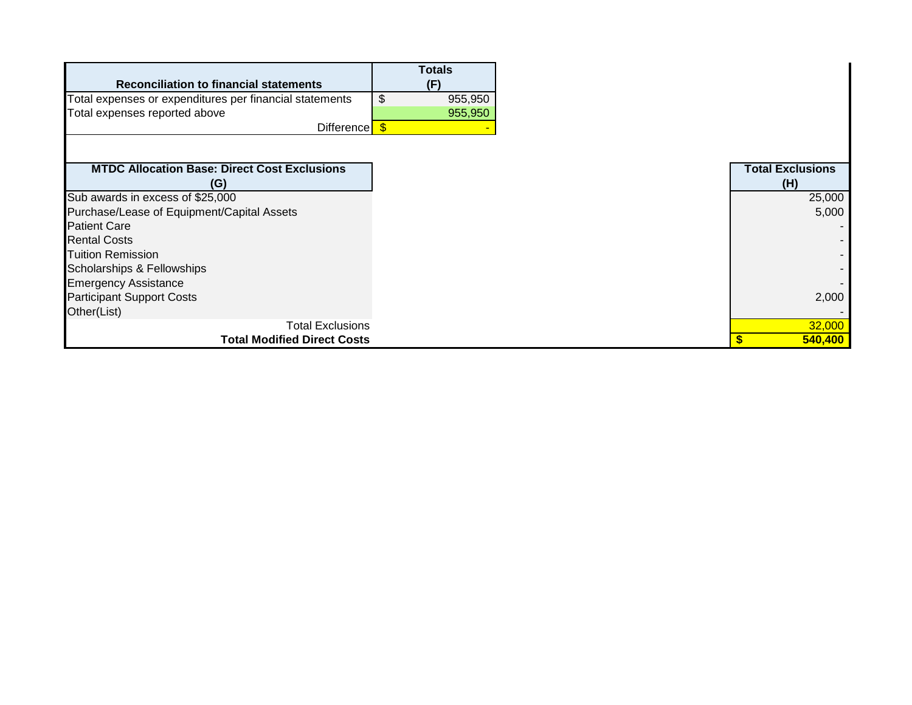| Reconciliation to financial statements | Totals (F) |
|---|---|
| Total expenses or expenditures per financial statements | $ 955,950 |
| Total expenses reported above | 955,950 |
| Difference | $ - |

| MTDC Allocation Base: Direct Cost Exclusions (G) | Total Exclusions (H) |
|---|---|
| Sub awards in excess of $25,000 | 25,000 |
| Purchase/Lease of Equipment/Capital Assets | 5,000 |
| Patient Care | - |
| Rental Costs | - |
| Tuition Remission | - |
| Scholarships & Fellowships | - |
| Emergency Assistance | - |
| Participant Support Costs | 2,000 |
| Other(List) | - |
| Total Exclusions | 32,000 |
| **Total Modified Direct Costs** | **$ 540,400** |